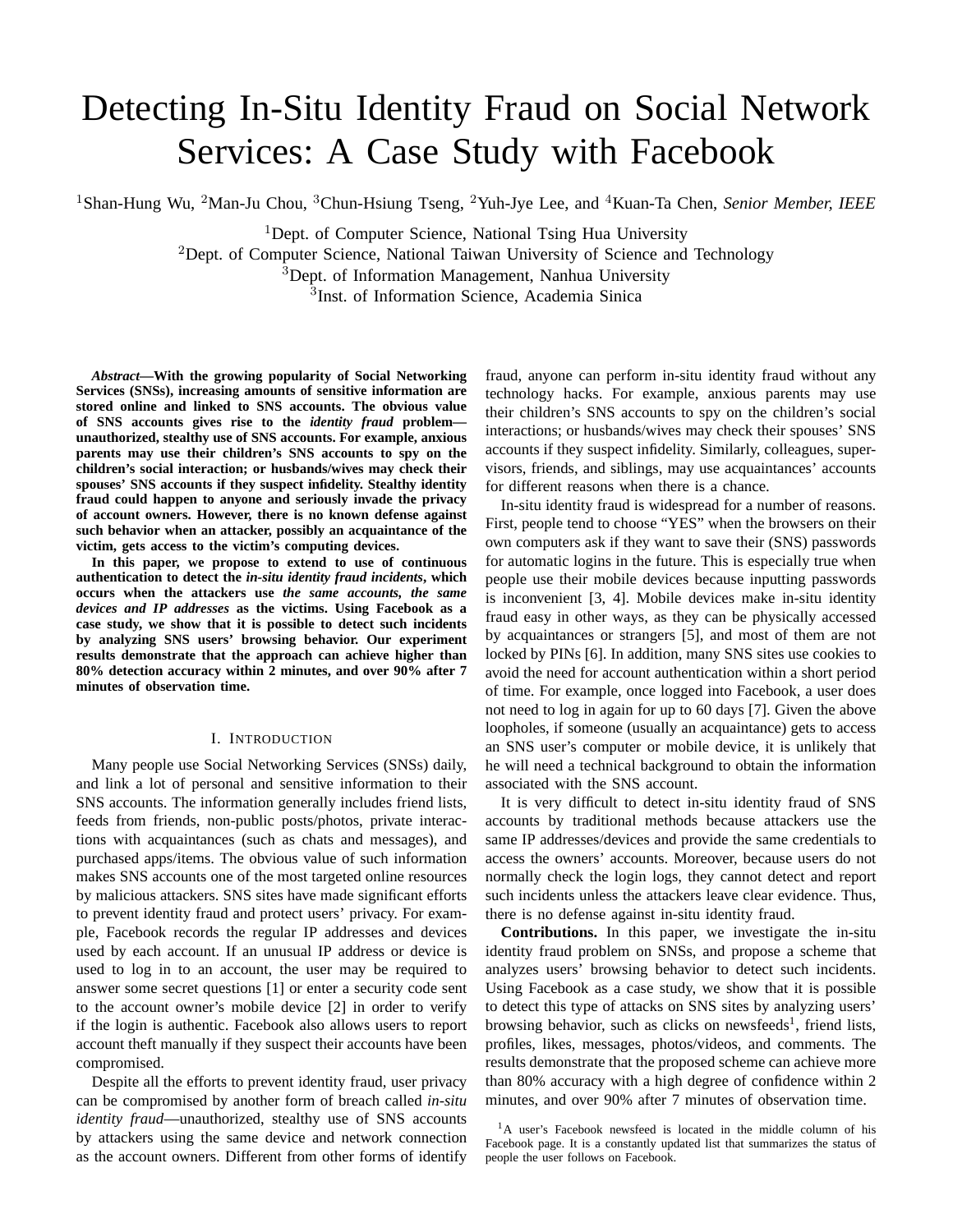# Detecting In-Situ Identity Fraud on Social Network Services: A Case Study with Facebook

[1]Shan-Hung Wu, [2]Man-Ju Chou, [3]Chun-Hsiung Tseng, [2]Yuh-Jye Lee, and [4]Kuan-Ta Chen, *Senior Member, IEEE*

[1]Dept. of Computer Science, National Tsing Hua University
[2]Dept. of Computer Science, National Taiwan University of Science and Technology
[3]Dept. of Information Management, Nanhua University
[3]Inst. of Information Science, Academia Sinica

***Abstract*—With the growing popularity of Social Networking Services (SNSs), increasing amounts of sensitive information are stored online and linked to SNS accounts. The obvious value of SNS accounts gives rise to the *identity fraud* problem—unauthorized, stealthy use of SNS accounts. For example, anxious parents may use their children's SNS accounts to spy on the children's social interaction; or husbands/wives may check their spouses' SNS accounts if they suspect infidelity. Stealthy identity fraud could happen to anyone and seriously invade the privacy of account owners. However, there is no known defense against such behavior when an attacker, possibly an acquaintance of the victim, gets access to the victim's computing devices.**

**In this paper, we propose to extend to use of continuous authentication to detect the *in-situ identity fraud incidents*, which occurs when the attackers use *the same accounts, the same devices and IP addresses* as the victims. Using Facebook as a case study, we show that it is possible to detect such incidents by analyzing SNS users' browsing behavior. Our experiment results demonstrate that the approach can achieve higher than 80% detection accuracy within 2 minutes, and over 90% after 7 minutes of observation time.**

## I. Introduction

Many people use Social Networking Services (SNSs) daily, and link a lot of personal and sensitive information to their SNS accounts. The information generally includes friend lists, feeds from friends, non-public posts/photos, private interactions with acquaintances (such as chats and messages), and purchased apps/items. The obvious value of such information makes SNS accounts one of the most targeted online resources by malicious attackers. SNS sites have made significant efforts to prevent identity fraud and protect users' privacy. For example, Facebook records the regular IP addresses and devices used by each account. If an unusual IP address or device is used to log in to an account, the user may be required to answer some secret questions [1] or enter a security code sent to the account owner's mobile device [2] in order to verify if the login is authentic. Facebook also allows users to report account theft manually if they suspect their accounts have been compromised.

Despite all the efforts to prevent identity fraud, user privacy can be compromised by another form of breach called *in-situ identity fraud*—unauthorized, stealthy use of SNS accounts by attackers using the same device and network connection as the account owners. Different from other forms of identify fraud, anyone can perform in-situ identity fraud without any technology hacks. For example, anxious parents may use their children's SNS accounts to spy on the children's social interactions; or husbands/wives may check their spouses' SNS accounts if they suspect infidelity. Similarly, colleagues, supervisors, friends, and siblings, may use acquaintances' accounts for different reasons when there is a chance.

In-situ identity fraud is widespread for a number of reasons. First, people tend to choose "YES" when the browsers on their own computers ask if they want to save their (SNS) passwords for automatic logins in the future. This is especially true when people use their mobile devices because inputting passwords is inconvenient [3, 4]. Mobile devices make in-situ identity fraud easy in other ways, as they can be physically accessed by acquaintances or strangers [5], and most of them are not locked by PINs [6]. In addition, many SNS sites use cookies to avoid the need for account authentication within a short period of time. For example, once logged into Facebook, a user does not need to log in again for up to 60 days [7]. Given the above loopholes, if someone (usually an acquaintance) gets to access an SNS user's computer or mobile device, it is unlikely that he will need a technical background to obtain the information associated with the SNS account.

It is very difficult to detect in-situ identity fraud of SNS accounts by traditional methods because attackers use the same IP addresses/devices and provide the same credentials to access the owners' accounts. Moreover, because users do not normally check the login logs, they cannot detect and report such incidents unless the attackers leave clear evidence. Thus, there is no defense against in-situ identity fraud.

**Contributions.** In this paper, we investigate the in-situ identity fraud problem on SNSs, and propose a scheme that analyzes users' browsing behavior to detect such incidents. Using Facebook as a case study, we show that it is possible to detect this type of attacks on SNS sites by analyzing users' browsing behavior, such as clicks on newsfeeds[1], friend lists, profiles, likes, messages, photos/videos, and comments. The results demonstrate that the proposed scheme can achieve more than 80% accuracy with a high degree of confidence within 2 minutes, and over 90% after 7 minutes of observation time.

[1]A user's Facebook newsfeed is located in the middle column of his Facebook page. It is a constantly updated list that summarizes the status of people the user follows on Facebook.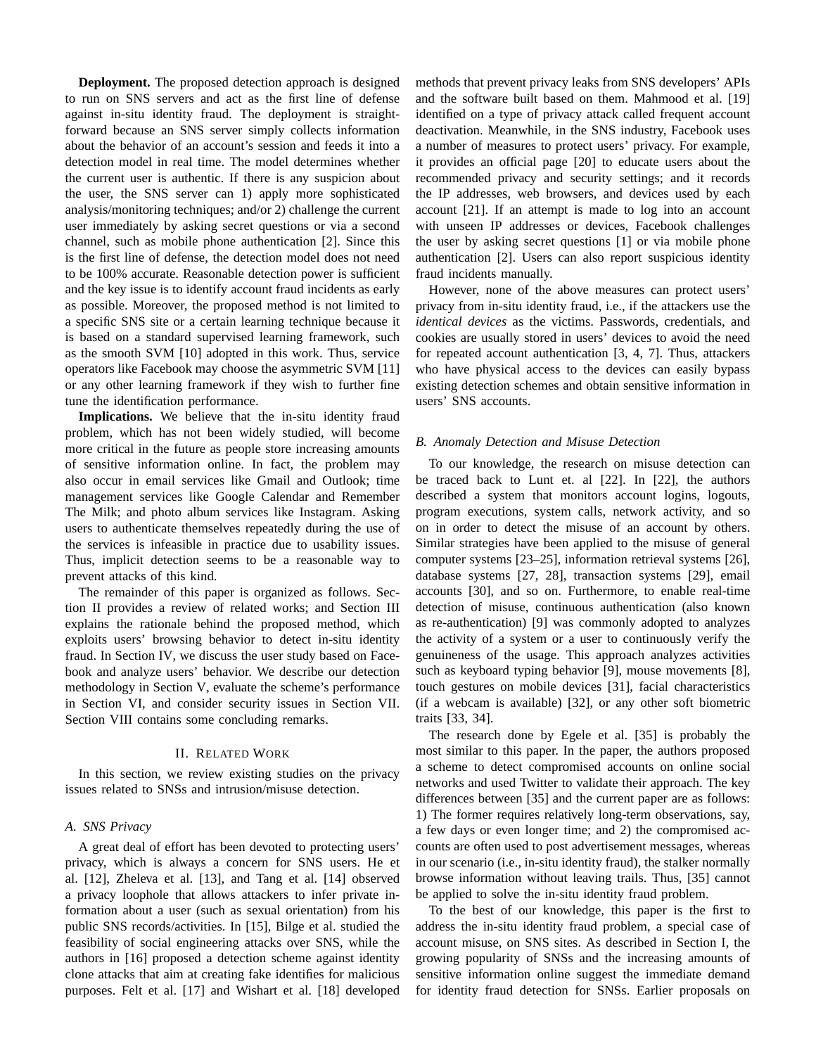**Deployment.** The proposed detection approach is designed to run on SNS servers and act as the first line of defense against in-situ identity fraud. The deployment is straightforward because an SNS server simply collects information about the behavior of an account's session and feeds it into a detection model in real time. The model determines whether the current user is authentic. If there is any suspicion about the user, the SNS server can 1) apply more sophisticated analysis/monitoring techniques; and/or 2) challenge the current user immediately by asking secret questions or via a second channel, such as mobile phone authentication [2]. Since this is the first line of defense, the detection model does not need to be 100% accurate. Reasonable detection power is sufficient and the key issue is to identify account fraud incidents as early as possible. Moreover, the proposed method is not limited to a specific SNS site or a certain learning technique because it is based on a standard supervised learning framework, such as the smooth SVM [10] adopted in this work. Thus, service operators like Facebook may choose the asymmetric SVM [11] or any other learning framework if they wish to further fine tune the identification performance.

**Implications.** We believe that the in-situ identity fraud problem, which has not been widely studied, will become more critical in the future as people store increasing amounts of sensitive information online. In fact, the problem may also occur in email services like Gmail and Outlook; time management services like Google Calendar and Remember The Milk; and photo album services like Instagram. Asking users to authenticate themselves repeatedly during the use of the services is infeasible in practice due to usability issues. Thus, implicit detection seems to be a reasonable way to prevent attacks of this kind.

The remainder of this paper is organized as follows. Section II provides a review of related works; and Section III explains the rationale behind the proposed method, which exploits users' browsing behavior to detect in-situ identity fraud. In Section IV, we discuss the user study based on Facebook and analyze users' behavior. We describe our detection methodology in Section V, evaluate the scheme's performance in Section VI, and consider security issues in Section VII. Section VIII contains some concluding remarks.

## II. Related Work

In this section, we review existing studies on the privacy issues related to SNSs and intrusion/misuse detection.

### A. SNS Privacy

A great deal of effort has been devoted to protecting users' privacy, which is always a concern for SNS users. He et al. [12], Zheleva et al. [13], and Tang et al. [14] observed a privacy loophole that allows attackers to infer private information about a user (such as sexual orientation) from his public SNS records/activities. In [15], Bilge et al. studied the feasibility of social engineering attacks over SNS, while the authors in [16] proposed a detection scheme against identity clone attacks that aim at creating fake identifies for malicious purposes. Felt et al. [17] and Wishart et al. [18] developed methods that prevent privacy leaks from SNS developers' APIs and the software built based on them. Mahmood et al. [19] identified on a type of privacy attack called frequent account deactivation. Meanwhile, in the SNS industry, Facebook uses a number of measures to protect users' privacy. For example, it provides an official page [20] to educate users about the recommended privacy and security settings; and it records the IP addresses, web browsers, and devices used by each account [21]. If an attempt is made to log into an account with unseen IP addresses or devices, Facebook challenges the user by asking secret questions [1] or via mobile phone authentication [2]. Users can also report suspicious identity fraud incidents manually.

However, none of the above measures can protect users' privacy from in-situ identity fraud, i.e., if the attackers use the *identical devices* as the victims. Passwords, credentials, and cookies are usually stored in users' devices to avoid the need for repeated account authentication [3, 4, 7]. Thus, attackers who have physical access to the devices can easily bypass existing detection schemes and obtain sensitive information in users' SNS accounts.

### B. Anomaly Detection and Misuse Detection

To our knowledge, the research on misuse detection can be traced back to Lunt et. al [22]. In [22], the authors described a system that monitors account logins, logouts, program executions, system calls, network activity, and so on in order to detect the misuse of an account by others. Similar strategies have been applied to the misuse of general computer systems [23–25], information retrieval systems [26], database systems [27, 28], transaction systems [29], email accounts [30], and so on. Furthermore, to enable real-time detection of misuse, continuous authentication (also known as re-authentication) [9] was commonly adopted to analyzes the activity of a system or a user to continuously verify the genuineness of the usage. This approach analyzes activities such as keyboard typing behavior [9], mouse movements [8], touch gestures on mobile devices [31], facial characteristics (if a webcam is available) [32], or any other soft biometric traits [33, 34].

The research done by Egele et al. [35] is probably the most similar to this paper. In the paper, the authors proposed a scheme to detect compromised accounts on online social networks and used Twitter to validate their approach. The key differences between [35] and the current paper are as follows: 1) The former requires relatively long-term observations, say, a few days or even longer time; and 2) the compromised accounts are often used to post advertisement messages, whereas in our scenario (i.e., in-situ identity fraud), the stalker normally browse information without leaving trails. Thus, [35] cannot be applied to solve the in-situ identity fraud problem.

To the best of our knowledge, this paper is the first to address the in-situ identity fraud problem, a special case of account misuse, on SNS sites. As described in Section I, the growing popularity of SNSs and the increasing amounts of sensitive information online suggest the immediate demand for identity fraud detection for SNSs. Earlier proposals on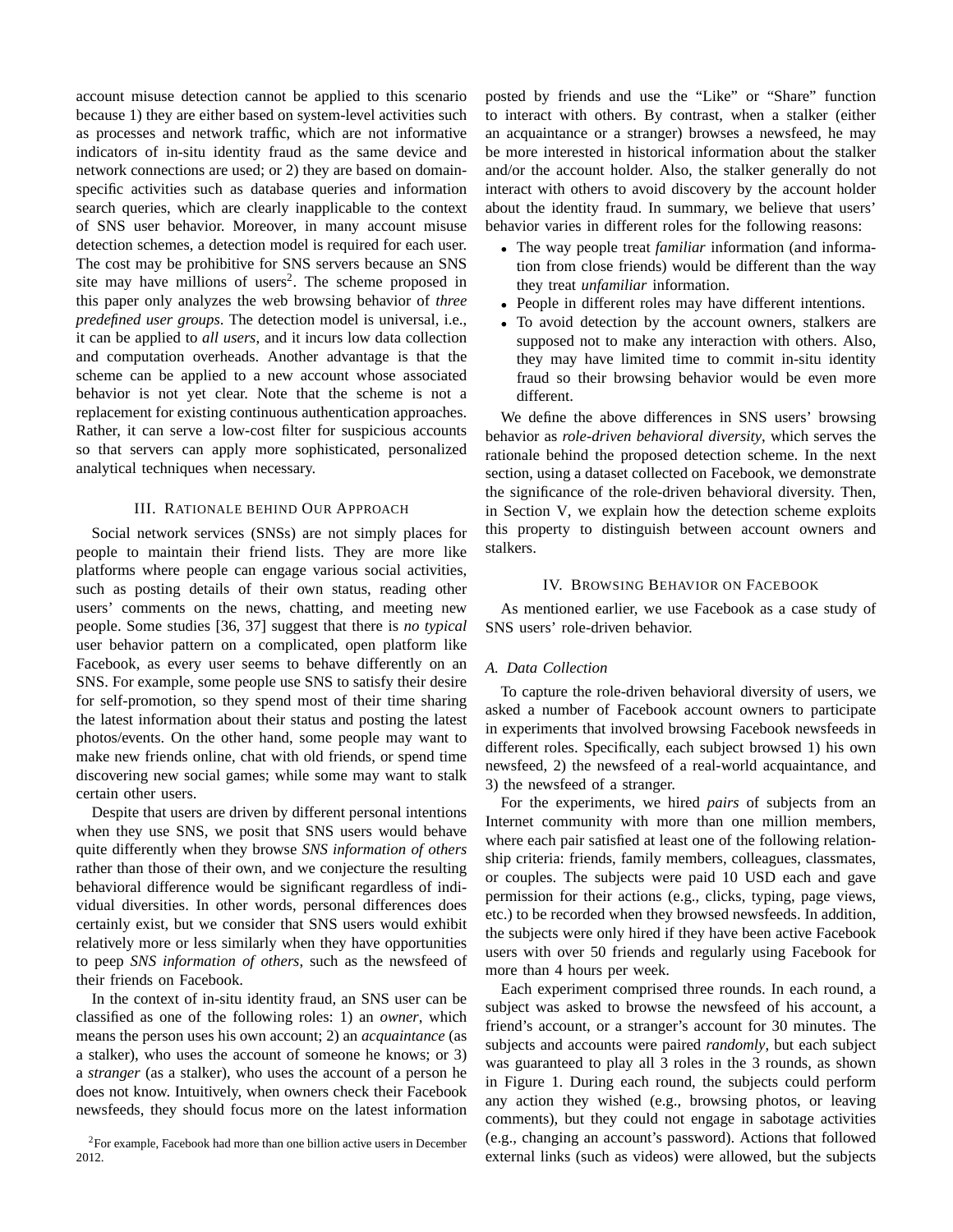account misuse detection cannot be applied to this scenario because 1) they are either based on system-level activities such as processes and network traffic, which are not informative indicators of in-situ identity fraud as the same device and network connections are used; or 2) they are based on domain-specific activities such as database queries and information search queries, which are clearly inapplicable to the context of SNS user behavior. Moreover, in many account misuse detection schemes, a detection model is required for each user. The cost may be prohibitive for SNS servers because an SNS site may have millions of users[2]. The scheme proposed in this paper only analyzes the web browsing behavior of *three predefined user groups*. The detection model is universal, i.e., it can be applied to *all users*, and it incurs low data collection and computation overheads. Another advantage is that the scheme can be applied to a new account whose associated behavior is not yet clear. Note that the scheme is not a replacement for existing continuous authentication approaches. Rather, it can serve a low-cost filter for suspicious accounts so that servers can apply more sophisticated, personalized analytical techniques when necessary.

## III. Rationale behind Our Approach

Social network services (SNSs) are not simply places for people to maintain their friend lists. They are more like platforms where people can engage various social activities, such as posting details of their own status, reading other users' comments on the news, chatting, and meeting new people. Some studies [36, 37] suggest that there is *no typical* user behavior pattern on a complicated, open platform like Facebook, as every user seems to behave differently on an SNS. For example, some people use SNS to satisfy their desire for self-promotion, so they spend most of their time sharing the latest information about their status and posting the latest photos/events. On the other hand, some people may want to make new friends online, chat with old friends, or spend time discovering new social games; while some may want to stalk certain other users.

Despite that users are driven by different personal intentions when they use SNS, we posit that SNS users would behave quite differently when they browse *SNS information of others* rather than those of their own, and we conjecture the resulting behavioral difference would be significant regardless of individual diversities. In other words, personal differences does certainly exist, but we consider that SNS users would exhibit relatively more or less similarly when they have opportunities to peep *SNS information of others*, such as the newsfeed of their friends on Facebook.

In the context of in-situ identity fraud, an SNS user can be classified as one of the following roles: 1) an *owner*, which means the person uses his own account; 2) an *acquaintance* (as a stalker), who uses the account of someone he knows; or 3) a *stranger* (as a stalker), who uses the account of a person he does not know. Intuitively, when owners check their Facebook newsfeeds, they should focus more on the latest information posted by friends and use the "Like" or "Share" function to interact with others. By contrast, when a stalker (either an acquaintance or a stranger) browses a newsfeed, he may be more interested in historical information about the stalker and/or the account holder. Also, the stalker generally do not interact with others to avoid discovery by the account holder about the identity fraud. In summary, we believe that users' behavior varies in different roles for the following reasons:

- The way people treat *familiar* information (and information from close friends) would be different than the way they treat *unfamiliar* information.
- People in different roles may have different intentions.
- To avoid detection by the account owners, stalkers are supposed not to make any interaction with others. Also, they may have limited time to commit in-situ identity fraud so their browsing behavior would be even more different.

We define the above differences in SNS users' browsing behavior as *role-driven behavioral diversity*, which serves the rationale behind the proposed detection scheme. In the next section, using a dataset collected on Facebook, we demonstrate the significance of the role-driven behavioral diversity. Then, in Section V, we explain how the detection scheme exploits this property to distinguish between account owners and stalkers.

## IV. Browsing Behavior on Facebook

As mentioned earlier, we use Facebook as a case study of SNS users' role-driven behavior.

### A. Data Collection

To capture the role-driven behavioral diversity of users, we asked a number of Facebook account owners to participate in experiments that involved browsing Facebook newsfeeds in different roles. Specifically, each subject browsed 1) his own newsfeed, 2) the newsfeed of a real-world acquaintance, and 3) the newsfeed of a stranger.

For the experiments, we hired *pairs* of subjects from an Internet community with more than one million members, where each pair satisfied at least one of the following relationship criteria: friends, family members, colleagues, classmates, or couples. The subjects were paid 10 USD each and gave permission for their actions (e.g., clicks, typing, page views, etc.) to be recorded when they browsed newsfeeds. In addition, the subjects were only hired if they have been active Facebook users with over 50 friends and regularly using Facebook for more than 4 hours per week.

Each experiment comprised three rounds. In each round, a subject was asked to browse the newsfeed of his account, a friend's account, or a stranger's account for 30 minutes. The subjects and accounts were paired *randomly*, but each subject was guaranteed to play all 3 roles in the 3 rounds, as shown in Figure 1. During each round, the subjects could perform any action they wished (e.g., browsing photos, or leaving comments), but they could not engage in sabotage activities (e.g., changing an account's password). Actions that followed external links (such as videos) were allowed, but the subjects

[2] For example, Facebook had more than one billion active users in December 2012.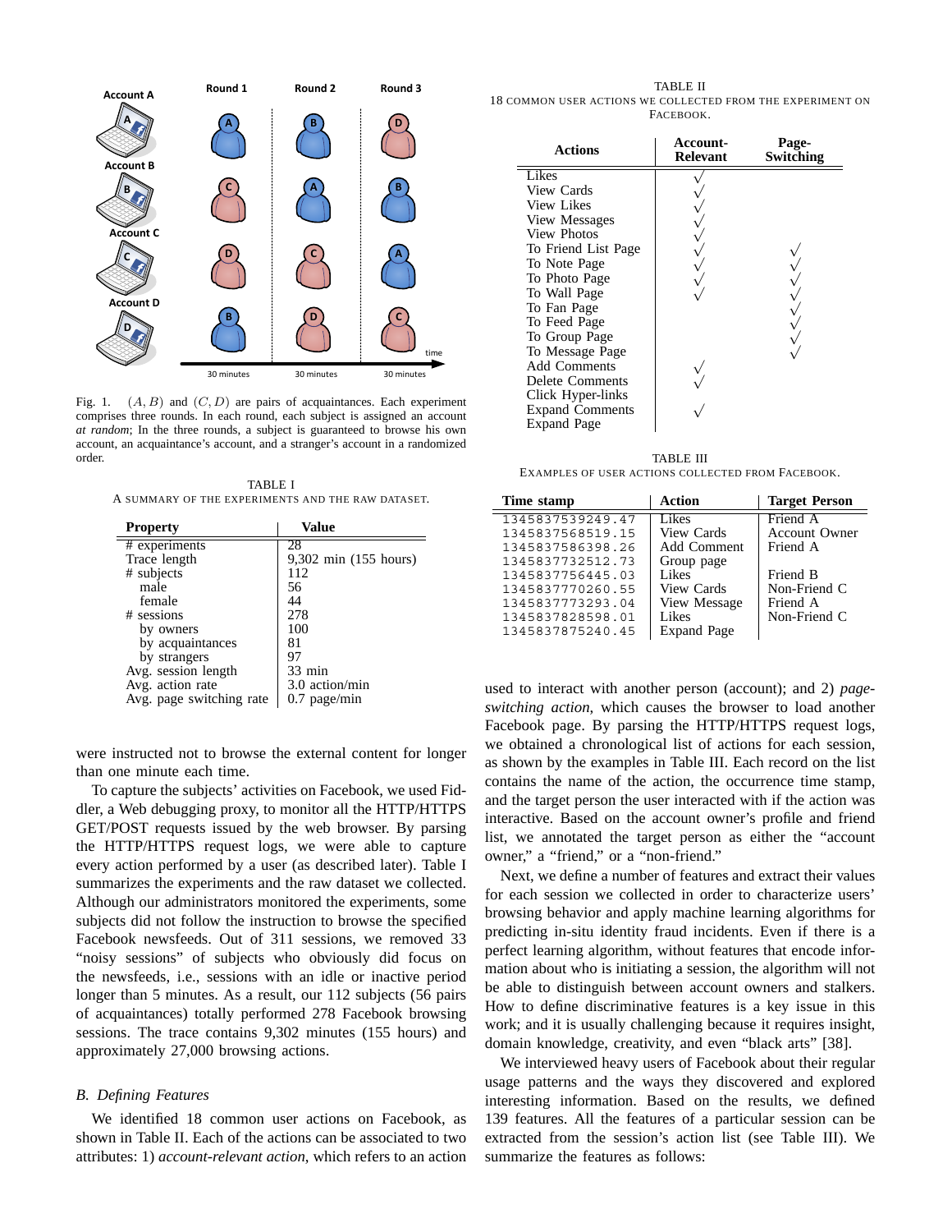Fig. 1. $(A, B)$ and $(C, D)$ are pairs of acquaintances. Each experiment comprises three rounds. In each round, each subject is assigned an account *at random*; In the three rounds, a subject is guaranteed to browse his own account, an acquaintance's account, and a stranger's account in a randomized order.

TABLE I
A SUMMARY OF THE EXPERIMENTS AND THE RAW DATASET.

| Property | Value |
|---|---|
| # experiments | 28 |
| Trace length | 9,302 min (155 hours) |
| # subjects | 112 |
| male | 56 |
| female | 44 |
| # sessions | 278 |
| by owners | 100 |
| by acquaintances | 81 |
| by strangers | 97 |
| Avg. session length | 33 min |
| Avg. action rate | 3.0 action/min |
| Avg. page switching rate | 0.7 page/min |

were instructed not to browse the external content for longer than one minute each time.

To capture the subjects' activities on Facebook, we used Fiddler, a Web debugging proxy, to monitor all the HTTP/HTTPS GET/POST requests issued by the web browser. By parsing the HTTP/HTTPS request logs, we were able to capture every action performed by a user (as described later). Table I summarizes the experiments and the raw dataset we collected. Although our administrators monitored the experiments, some subjects did not follow the instruction to browse the specified Facebook newsfeeds. Out of 311 sessions, we removed 33 "noisy sessions" of subjects who obviously did focus on the newsfeeds, i.e., sessions with an idle or inactive period longer than 5 minutes. As a result, our 112 subjects (56 pairs of acquaintances) totally performed 278 Facebook browsing sessions. The trace contains 9,302 minutes (155 hours) and approximately 27,000 browsing actions.

### B. Defining Features

We identified 18 common user actions on Facebook, as shown in Table II. Each of the actions can be associated to two attributes: 1) *account-relevant action*, which refers to an action used to interact with another person (account); and 2) *page-switching action*, which causes the browser to load another Facebook page. By parsing the HTTP/HTTPS request logs, we obtained a chronological list of actions for each session, as shown by the examples in Table III. Each record on the list contains the name of the action, the occurrence time stamp, and the target person the user interacted with if the action was interactive. Based on the account owner's profile and friend list, we annotated the target person as either the "account owner," a "friend," or a "non-friend."

TABLE II
18 COMMON USER ACTIONS WE COLLECTED FROM THE EXPERIMENT ON FACEBOOK.

| Actions | Account-Relevant | Page-Switching |
|---|---|---|
| Likes | √ | |
| View Cards | √ | |
| View Likes | √ | |
| View Messages | √ | |
| View Photos | √ | |
| To Friend List Page | √ | √ |
| To Note Page | √ | √ |
| To Photo Page | √ | √ |
| To Wall Page | √ | √ |
| To Fan Page | | √ |
| To Feed Page | | √ |
| To Group Page | | √ |
| To Message Page | | √ |
| Add Comments | √ | |
| Delete Comments | √ | |
| Click Hyper-links | | |
| Expand Comments | √ | |
| Expand Page | | |

TABLE III
EXAMPLES OF USER ACTIONS COLLECTED FROM FACEBOOK.

| Time stamp | Action | Target Person |
|---|---|---|
| 1345837539249.47 | Likes | Friend A |
| 1345837568519.15 | View Cards | Account Owner |
| 1345837586398.26 | Add Comment | Friend A |
| 1345837732512.73 | Group page | |
| 1345837756445.03 | Likes | Friend B |
| 1345837770260.55 | View Cards | Non-Friend C |
| 1345837773293.04 | View Message | Friend A |
| 1345837828598.01 | Likes | Non-Friend C |
| 1345837875240.45 | Expand Page | |

Next, we define a number of features and extract their values for each session we collected in order to characterize users' browsing behavior and apply machine learning algorithms for predicting in-situ identity fraud incidents. Even if there is a perfect learning algorithm, without features that encode information about who is initiating a session, the algorithm will not be able to distinguish between account owners and stalkers. How to define discriminative features is a key issue in this work; and it is usually challenging because it requires insight, domain knowledge, creativity, and even "black arts" [38].

We interviewed heavy users of Facebook about their regular usage patterns and the ways they discovered and explored interesting information. Based on the results, we defined 139 features. All the features of a particular session can be extracted from the session's action list (see Table III). We summarize the features as follows: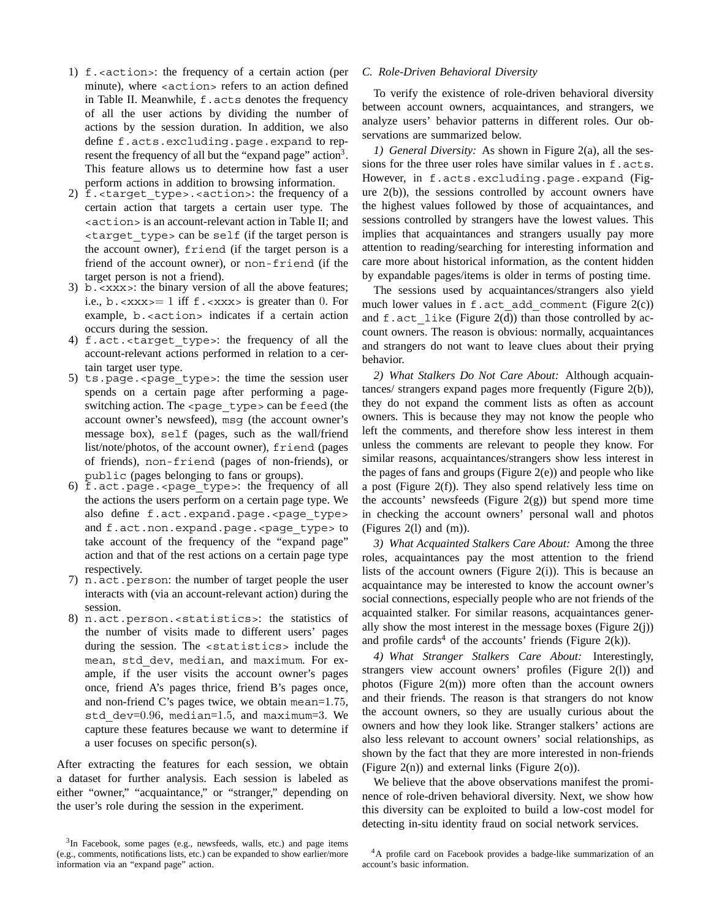1) `f.<action>`: the frequency of a certain action (per minute), where `<action>` refers to an action defined in Table II. Meanwhile, `f.acts` denotes the frequency of all the user actions by dividing the number of actions by the session duration. In addition, we also define `f.acts.excluding.page.expand` to represent the frequency of all but the "expand page" action[3]. This feature allows us to determine how fast a user perform actions in addition to browsing information.
2) `f.<target_type>.<action>`: the frequency of a certain action that targets a certain user type. The `<action>` is an account-relevant action in Table II; and `<target_type>` can be `self` (if the target person is the account owner), `friend` (if the target person is a friend of the account owner), or `non-friend` (if the target person is not a friend).
3) `b.<xxx>`: the binary version of all the above features; i.e., `b.<xxx>`$= 1$ iff `f.<xxx>` is greater than $0$. For example, `b.<action>` indicates if a certain action occurs during the session.
4) `f.act.<target_type>`: the frequency of all the account-relevant actions performed in relation to a certain target user type.
5) `ts.page.<page_type>`: the time the session user spends on a certain page after performing a page-switching action. The `<page_type>` can be `feed` (the account owner's newsfeed), `msg` (the account owner's message box), `self` (pages, such as the wall/friend list/note/photos, of the account owner), `friend` (pages of friends), `non-friend` (pages of non-friends), or `public` (pages belonging to fans or groups).
6) `f.act.page.<page_type>`: the frequency of all the actions the users perform on a certain page type. We also define `f.act.expand.page.<page_type>` and `f.act.non.expand.page.<page_type>` to take account of the frequency of the "expand page" action and that of the rest actions on a certain page type respectively.
7) `n.act.person`: the number of target people the user interacts with (via an account-relevant action) during the session.
8) `n.act.person.<statistics>`: the statistics of the number of visits made to different users' pages during the session. The `<statistics>` include the `mean`, `std_dev`, `median`, and `maximum`. For example, if the user visits the account owner's pages once, friend A's pages thrice, friend B's pages once, and non-friend C's pages twice, we obtain `mean`$=1.75$, `std_dev`$=0.96$, `median`$=1.5$, and `maximum`$=3$. We capture these features because we want to determine if a user focuses on specific person(s).

After extracting the features for each session, we obtain a dataset for further analysis. Each session is labeled as either "owner," "acquaintance," or "stranger," depending on the user's role during the session in the experiment.

[3] In Facebook, some pages (e.g., newsfeeds, walls, etc.) and page items (e.g., comments, notifications lists, etc.) can be expanded to show earlier/more information via an "expand page" action.

### *C. Role-Driven Behavioral Diversity*

To verify the existence of role-driven behavioral diversity between account owners, acquaintances, and strangers, we analyze users' behavior patterns in different roles. Our observations are summarized below.

*1) General Diversity:* As shown in Figure 2(a), all the sessions for the three user roles have similar values in `f.acts`. However, in `f.acts.excluding.page.expand` (Figure 2(b)), the sessions controlled by account owners have the highest values followed by those of acquaintances, and sessions controlled by strangers have the lowest values. This implies that acquaintances and strangers usually pay more attention to reading/searching for interesting information and care more about historical information, as the content hidden by expandable pages/items is older in terms of posting time.

The sessions used by acquaintances/strangers also yield much lower values in `f.act_add_comment` (Figure 2(c)) and `f.act_like` (Figure 2(d)) than those controlled by account owners. The reason is obvious: normally, acquaintances and strangers do not want to leave clues about their prying behavior.

*2) What Stalkers Do Not Care About:* Although acquaintances/ strangers expand pages more frequently (Figure 2(b)), they do not expand the comment lists as often as account owners. This is because they may not know the people who left the comments, and therefore show less interest in them unless the comments are relevant to people they know. For similar reasons, acquaintances/strangers show less interest in the pages of fans and groups (Figure 2(e)) and people who like a post (Figure 2(f)). They also spend relatively less time on the accounts' newsfeeds (Figure 2(g)) but spend more time in checking the account owners' personal wall and photos (Figures 2(l) and (m)).

*3) What Acquainted Stalkers Care About:* Among the three roles, acquaintances pay the most attention to the friend lists of the account owners (Figure 2(i)). This is because an acquaintance may be interested to know the account owner's social connections, especially people who are not friends of the acquainted stalker. For similar reasons, acquaintances generally show the most interest in the message boxes (Figure 2(j)) and profile cards[4] of the accounts' friends (Figure 2(k)).

*4) What Stranger Stalkers Care About:* Interestingly, strangers view account owners' profiles (Figure 2(l)) and photos (Figure 2(m)) more often than the account owners and their friends. The reason is that strangers do not know the account owners, so they are usually curious about the account owners and how they look like. Stranger stalkers' actions are also less relevant to account owners' social relationships, as shown by the fact that they are more interested in non-friends (Figure 2(n)) and external links (Figure 2(o)).

We believe that the above observations manifest the prominence of role-driven behavioral diversity. Next, we show how this diversity can be exploited to build a low-cost model for detecting in-situ identity fraud on social network services.

[4] A profile card on Facebook provides a badge-like summarization of an account's basic information.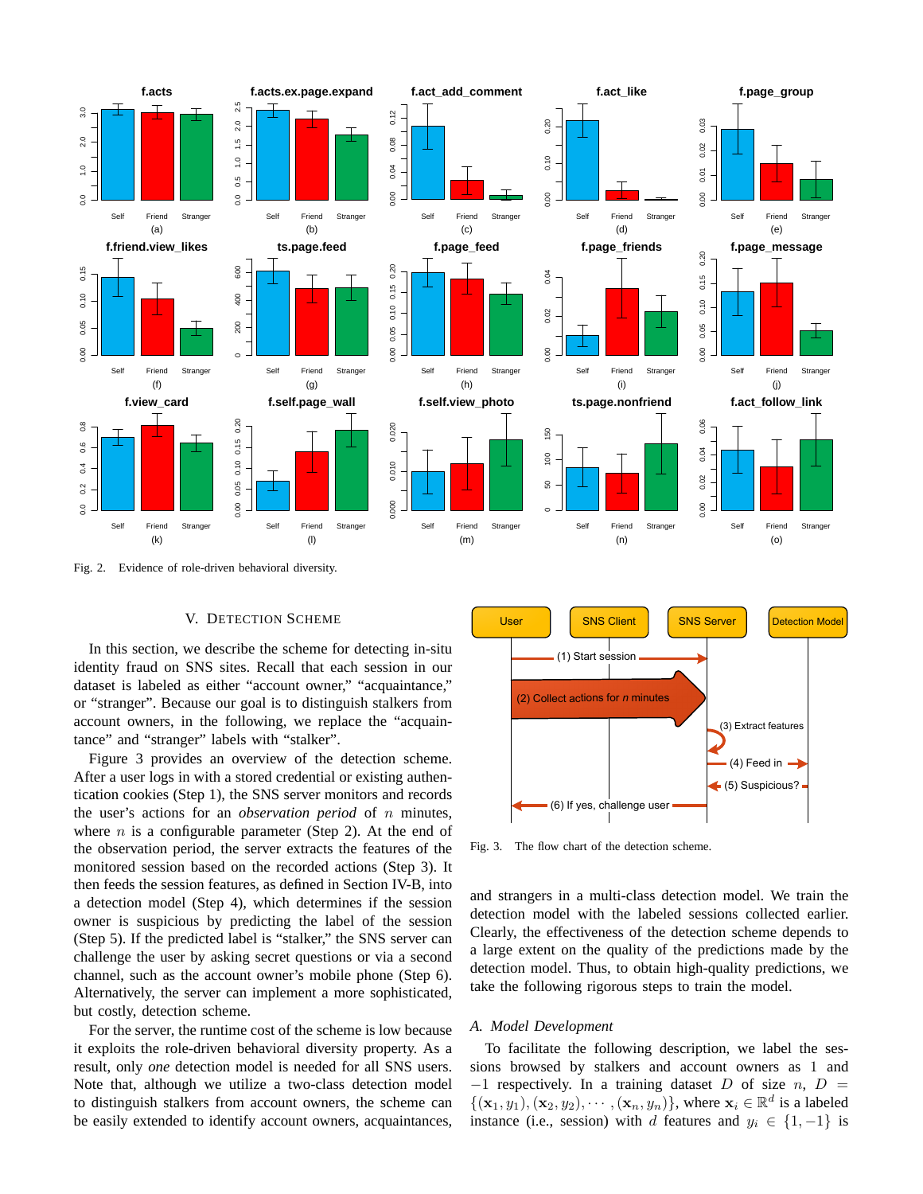Fig. 2. Evidence of role-driven behavioral diversity.

## V. Detection Scheme

In this section, we describe the scheme for detecting in-situ identity fraud on SNS sites. Recall that each session in our dataset is labeled as either "account owner," "acquaintance," or "stranger". Because our goal is to distinguish stalkers from account owners, in the following, we replace the "acquaintance" and "stranger" labels with "stalker".

Figure 3 provides an overview of the detection scheme. After a user logs in with a stored credential or existing authentication cookies (Step 1), the SNS server monitors and records the user's actions for an *observation period* of $n$ minutes, where $n$ is a configurable parameter (Step 2). At the end of the observation period, the server extracts the features of the monitored session based on the recorded actions (Step 3). It then feeds the session features, as defined in Section IV-B, into a detection model (Step 4), which determines if the session owner is suspicious by predicting the label of the session (Step 5). If the predicted label is "stalker," the SNS server can challenge the user by asking secret questions or via a second channel, such as the account owner's mobile phone (Step 6). Alternatively, the server can implement a more sophisticated, but costly, detection scheme.

For the server, the runtime cost of the scheme is low because it exploits the role-driven behavioral diversity property. As a result, only *one* detection model is needed for all SNS users. Note that, although we utilize a two-class detection model to distinguish stalkers from account owners, the scheme can be easily extended to identify account owners, acquaintances, and strangers in a multi-class detection model. We train the detection model with the labeled sessions collected earlier. Clearly, the effectiveness of the detection scheme depends to a large extent on the quality of the predictions made by the detection model. Thus, to obtain high-quality predictions, we take the following rigorous steps to train the model.

Fig. 3. The flow chart of the detection scheme.

### A. Model Development

To facilitate the following description, we label the sessions browsed by stalkers and account owners as 1 and $-1$ respectively. In a training dataset $D$ of size $n$, $D = \{(\mathbf{x}_1, y_1), (\mathbf{x}_2, y_2), \cdots, (\mathbf{x}_n, y_n)\}$, where $\mathbf{x}_i \in \mathbb{R}^d$ is a labeled instance (i.e., session) with $d$ features and $y_i \in \{1, -1\}$ is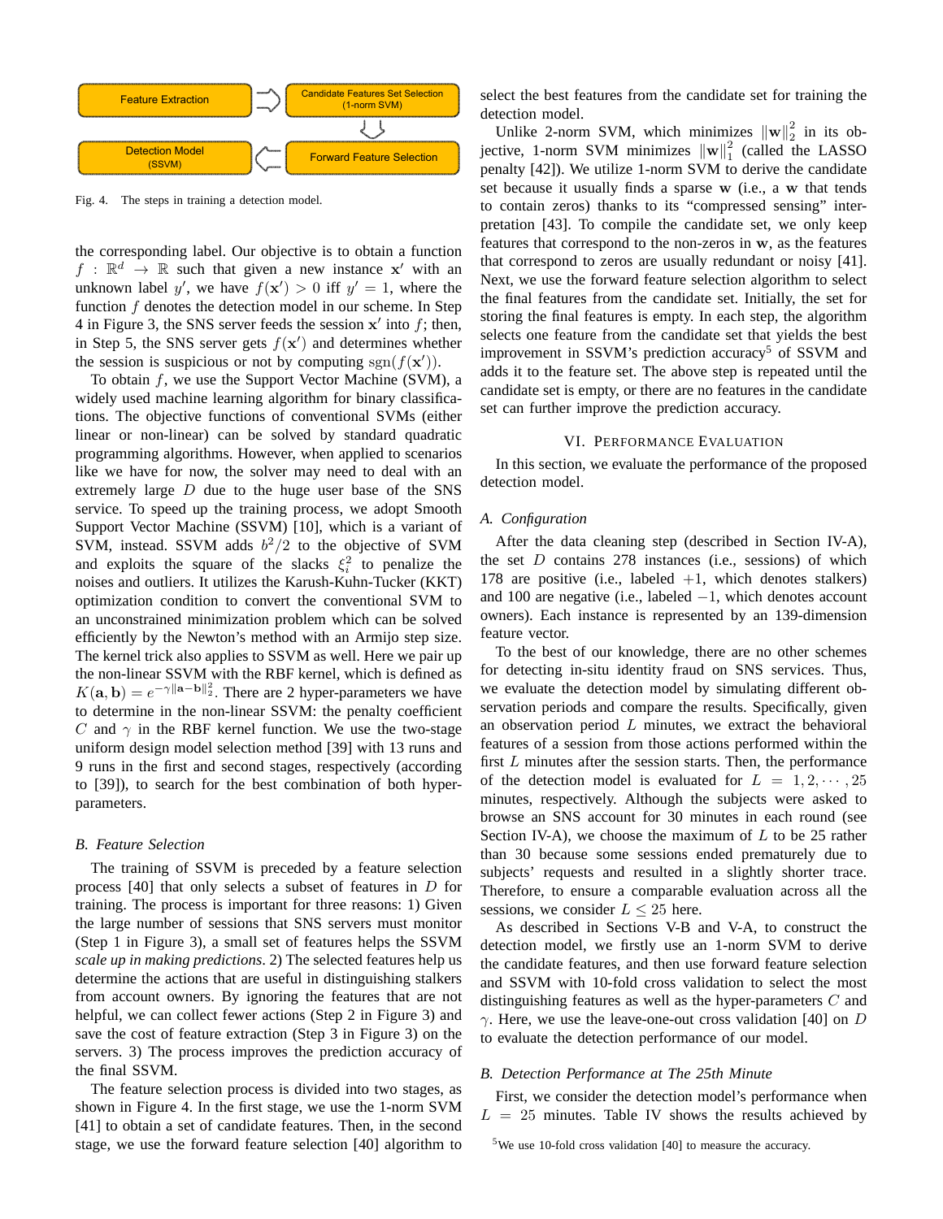Feature Extraction → Candidate Features Set Selection (1-norm SVM) → Forward Feature Selection → Detection Model (SSVM)

Fig. 4. The steps in training a detection model.

the corresponding label. Our objective is to obtain a function $f : \mathbb{R}^d \to \mathbb{R}$ such that given a new instance $\mathbf{x}'$ with an unknown label $y'$, we have $f(\mathbf{x}') > 0$ iff $y' = 1$, where the function $f$ denotes the detection model in our scheme. In Step 4 in Figure 3, the SNS server feeds the session $\mathbf{x}'$ into $f$; then, in Step 5, the SNS server gets $f(\mathbf{x}')$ and determines whether the session is suspicious or not by computing $\text{sgn}(f(\mathbf{x}'))$.

To obtain $f$, we use the Support Vector Machine (SVM), a widely used machine learning algorithm for binary classifications. The objective functions of conventional SVMs (either linear or non-linear) can be solved by standard quadratic programming algorithms. However, when applied to scenarios like we have for now, the solver may need to deal with an extremely large $D$ due to the huge user base of the SNS service. To speed up the training process, we adopt Smooth Support Vector Machine (SSVM) [10], which is a variant of SVM, instead. SSVM adds $b^2/2$ to the objective of SVM and exploits the square of the slacks $\xi_i^2$ to penalize the noises and outliers. It utilizes the Karush-Kuhn-Tucker (KKT) optimization condition to convert the conventional SVM to an unconstrained minimization problem which can be solved efficiently by the Newton's method with an Armijo step size. The kernel trick also applies to SSVM as well. Here we pair up the non-linear SSVM with the RBF kernel, which is defined as $K(\mathbf{a}, \mathbf{b}) = e^{-\gamma\|\mathbf{a}-\mathbf{b}\|_2^2}$. There are 2 hyper-parameters we have to determine in the non-linear SSVM: the penalty coefficient $C$ and $\gamma$ in the RBF kernel function. We use the two-stage uniform design model selection method [39] with 13 runs and 9 runs in the first and second stages, respectively (according to [39]), to search for the best combination of both hyper-parameters.

## B. Feature Selection

The training of SSVM is preceded by a feature selection process [40] that only selects a subset of features in $D$ for training. The process is important for three reasons: 1) Given the large number of sessions that SNS servers must monitor (Step 1 in Figure 3), a small set of features helps the SSVM *scale up in making predictions*. 2) The selected features help us determine the actions that are useful in distinguishing stalkers from account owners. By ignoring the features that are not helpful, we can collect fewer actions (Step 2 in Figure 3) and save the cost of feature extraction (Step 3 in Figure 3) on the servers. 3) The process improves the prediction accuracy of the final SSVM.

The feature selection process is divided into two stages, as shown in Figure 4. In the first stage, we use the 1-norm SVM [41] to obtain a set of candidate features. Then, in the second stage, we use the forward feature selection [40] algorithm to select the best features from the candidate set for training the detection model.

Unlike 2-norm SVM, which minimizes $\|\mathbf{w}\|_2^2$ in its objective, 1-norm SVM minimizes $\|\mathbf{w}\|_1^2$ (called the LASSO penalty [42]). We utilize 1-norm SVM to derive the candidate set because it usually finds a sparse $\mathbf{w}$ (i.e., a $\mathbf{w}$ that tends to contain zeros) thanks to its "compressed sensing" interpretation [43]. To compile the candidate set, we only keep features that correspond to the non-zeros in $\mathbf{w}$, as the features that correspond to zeros are usually redundant or noisy [41]. Next, we use the forward feature selection algorithm to select the final features from the candidate set. Initially, the set for storing the final features is empty. In each step, the algorithm selects one feature from the candidate set that yields the best improvement in SSVM's prediction accuracy[5] of SSVM and adds it to the feature set. The above step is repeated until the candidate set is empty, or there are no features in the candidate set can further improve the prediction accuracy.

# VI. Performance Evaluation

In this section, we evaluate the performance of the proposed detection model.

## A. Configuration

After the data cleaning step (described in Section IV-A), the set $D$ contains 278 instances (i.e., sessions) of which 178 are positive (i.e., labeled $+1$, which denotes stalkers) and 100 are negative (i.e., labeled $-1$, which denotes account owners). Each instance is represented by an 139-dimension feature vector.

To the best of our knowledge, there are no other schemes for detecting in-situ identity fraud on SNS services. Thus, we evaluate the detection model by simulating different observation periods and compare the results. Specifically, given an observation period $L$ minutes, we extract the behavioral features of a session from those actions performed within the first $L$ minutes after the session starts. Then, the performance of the detection model is evaluated for $L = 1, 2, \cdots, 25$ minutes, respectively. Although the subjects were asked to browse an SNS account for 30 minutes in each round (see Section IV-A), we choose the maximum of $L$ to be 25 rather than 30 because some sessions ended prematurely due to subjects' requests and resulted in a slightly shorter trace. Therefore, to ensure a comparable evaluation across all the sessions, we consider $L \leq 25$ here.

As described in Sections V-B and V-A, to construct the detection model, we firstly use an 1-norm SVM to derive the candidate features, and then use forward feature selection and SSVM with 10-fold cross validation to select the most distinguishing features as well as the hyper-parameters $C$ and $\gamma$. Here, we use the leave-one-out cross validation [40] on $D$ to evaluate the detection performance of our model.

## B. Detection Performance at The 25th Minute

First, we consider the detection model's performance when $L = 25$ minutes. Table IV shows the results achieved by

[5] We use 10-fold cross validation [40] to measure the accuracy.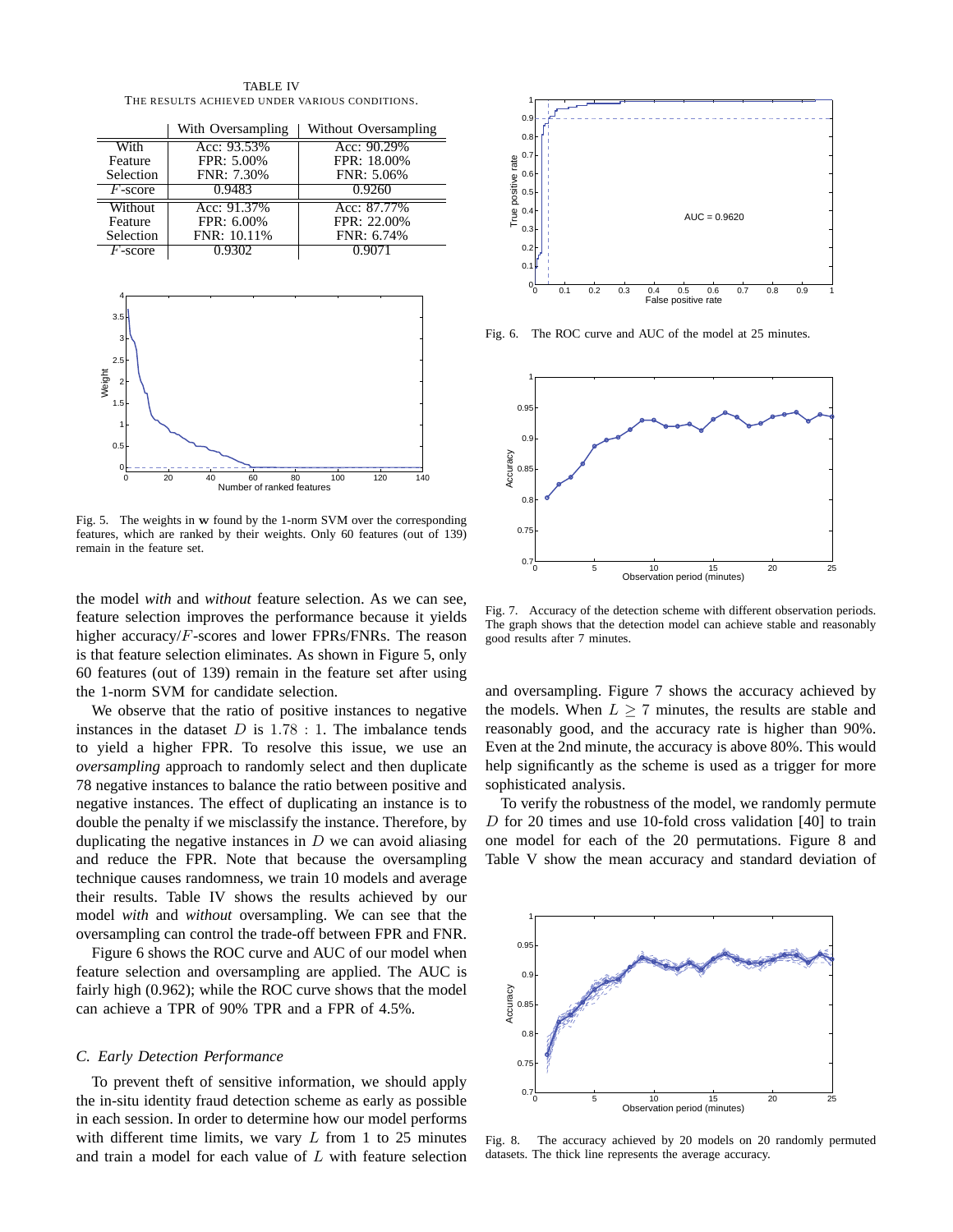TABLE IV
THE RESULTS ACHIEVED UNDER VARIOUS CONDITIONS.

| | With Oversampling | Without Oversampling |
|---|---|---|
| With Feature Selection | Acc: 93.53%<br>FPR: 5.00%<br>FNR: 7.30% | Acc: 90.29%<br>FPR: 18.00%<br>FNR: 5.06% |
| $F$-score | 0.9483 | 0.9260 |
| Without Feature Selection | Acc: 91.37%<br>FPR: 6.00%<br>FNR: 10.11% | Acc: 87.77%<br>FPR: 22.00%<br>FNR: 6.74% |
| $F$-score | 0.9302 | 0.9071 |

Fig. 5. The weights in $\mathbf{w}$ found by the 1-norm SVM over the corresponding features, which are ranked by their weights. Only 60 features (out of 139) remain in the feature set.

the model *with* and *without* feature selection. As we can see, feature selection improves the performance because it yields higher accuracy/$F$-scores and lower FPRs/FNRs. The reason is that feature selection eliminates. As shown in Figure 5, only 60 features (out of 139) remain in the feature set after using the 1-norm SVM for candidate selection.

We observe that the ratio of positive instances to negative instances in the dataset $D$ is $1.78 : 1$. The imbalance tends to yield a higher FPR. To resolve this issue, we use an *oversampling* approach to randomly select and then duplicate 78 negative instances to balance the ratio between positive and negative instances. The effect of duplicating an instance is to double the penalty if we misclassify the instance. Therefore, by duplicating the negative instances in $D$ we can avoid aliasing and reduce the FPR. Note that because the oversampling technique causes randomness, we train 10 models and average their results. Table IV shows the results achieved by our model *with* and *without* oversampling. We can see that the oversampling can control the trade-off between FPR and FNR.

Figure 6 shows the ROC curve and AUC of our model when feature selection and oversampling are applied. The AUC is fairly high (0.962); while the ROC curve shows that the model can achieve a TPR of 90% TPR and a FPR of 4.5%.

### C. Early Detection Performance

To prevent theft of sensitive information, we should apply the in-situ identity fraud detection scheme as early as possible in each session. In order to determine how our model performs with different time limits, we vary $L$ from 1 to 25 minutes and train a model for each value of $L$ with feature selection and oversampling are applied. Figure 7 shows the accuracy achieved by the models. When $L \geq 7$ minutes, the results are stable and reasonably good, and the accuracy rate is higher than 90%. Even at the 2nd minute, the accuracy is above 80%. This would help significantly as the scheme is used as a trigger for more sophisticated analysis.

To verify the robustness of the model, we randomly permute $D$ for 20 times and use 10-fold cross validation [40] to train one model for each of the 20 permutations. Figure 8 and Table V show the mean accuracy and standard deviation of

Fig. 6. The ROC curve and AUC of the model at 25 minutes.

Fig. 7. Accuracy of the detection scheme with different observation periods. The graph shows that the detection model can achieve stable and reasonably good results after 7 minutes.

Fig. 8. The accuracy achieved by 20 models on 20 randomly permuted datasets. The thick line represents the average accuracy.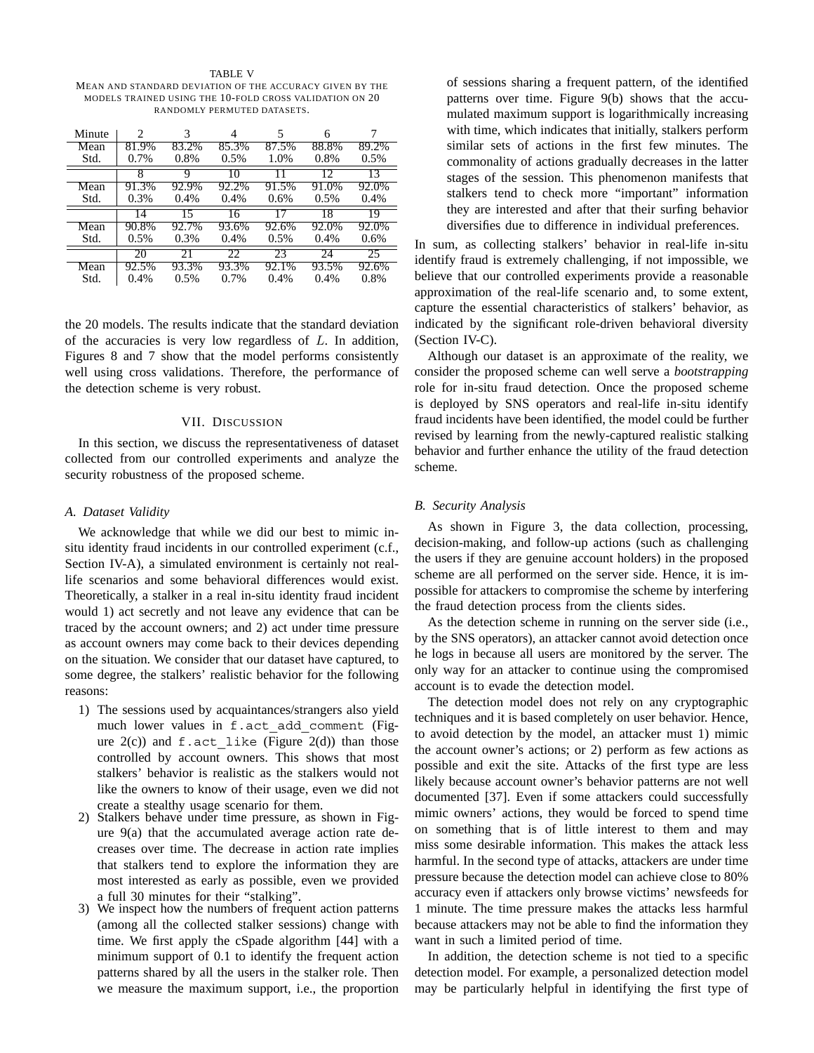TABLE V

MEAN AND STANDARD DEVIATION OF THE ACCURACY GIVEN BY THE MODELS TRAINED USING THE 10-FOLD CROSS VALIDATION ON 20 RANDOMLY PERMUTED DATASETS.

| Minute | 2 | 3 | 4 | 5 | 6 | 7 |
|---|---|---|---|---|---|---|
| Mean | 81.9% | 83.2% | 85.3% | 87.5% | 88.8% | 89.2% |
| Std. | 0.7% | 0.8% | 0.5% | 1.0% | 0.8% | 0.5% |
| | 8 | 9 | 10 | 11 | 12 | 13 |
| Mean | 91.3% | 92.9% | 92.2% | 91.5% | 91.0% | 92.0% |
| Std. | 0.3% | 0.4% | 0.4% | 0.6% | 0.5% | 0.4% |
| | 14 | 15 | 16 | 17 | 18 | 19 |
| Mean | 90.8% | 92.7% | 93.6% | 92.6% | 92.0% | 92.0% |
| Std. | 0.5% | 0.3% | 0.4% | 0.5% | 0.4% | 0.6% |
| | 20 | 21 | 22 | 23 | 24 | 25 |
| Mean | 92.5% | 93.3% | 93.3% | 92.1% | 93.5% | 92.6% |
| Std. | 0.4% | 0.5% | 0.7% | 0.4% | 0.4% | 0.8% |

the 20 models. The results indicate that the standard deviation of the accuracies is very low regardless of $L$. In addition, Figures 8 and 7 show that the model performs consistently well using cross validations. Therefore, the performance of the detection scheme is very robust.

## VII. DISCUSSION

In this section, we discuss the representativeness of dataset collected from our controlled experiments and analyze the security robustness of the proposed scheme.

### A. Dataset Validity

We acknowledge that while we did our best to mimic in-situ identity fraud incidents in our controlled experiment (c.f., Section IV-A), a simulated environment is certainly not real-life scenarios and some behavioral differences would exist. Theoretically, a stalker in a real in-situ identity fraud incident would 1) act secretly and not leave any evidence that can be traced by the account owners; and 2) act under time pressure as account owners may come back to their devices depending on the situation. We consider that our dataset have captured, to some degree, the stalkers' realistic behavior for the following reasons:

1) The sessions used by acquaintances/strangers also yield much lower values in `f.act_add_comment` (Figure 2(c)) and `f.act_like` (Figure 2(d)) than those controlled by account owners. This shows that most stalkers' behavior is realistic as the stalkers would not like the owners to know of their usage, even we did not create a stealthy usage scenario for them.
2) Stalkers behave under time pressure, as shown in Figure 9(a) that the accumulated average action rate decreases over time. The decrease in action rate implies that stalkers tend to explore the information they are most interested as early as possible, even we provided a full 30 minutes for their "stalking".
3) We inspect how the numbers of frequent action patterns (among all the collected stalker sessions) change with time. We first apply the cSpade algorithm [44] with a minimum support of 0.1 to identify the frequent action patterns shared by all the users in the stalker role. Then we measure the maximum support, i.e., the proportion of sessions sharing a frequent pattern, of the identified patterns over time. Figure 9(b) shows that the accumulated maximum support is logarithmically increasing with time, which indicates that initially, stalkers perform similar sets of actions in the first few minutes. The commonality of actions gradually decreases in the latter stages of the session. This phenomenon manifests that stalkers tend to check more "important" information they are interested and after that their surfing behavior diversifies due to difference in individual preferences.

In sum, as collecting stalkers' behavior in real-life in-situ identify fraud is extremely challenging, if not impossible, we believe that our controlled experiments provide a reasonable approximation of the real-life scenario and, to some extent, capture the essential characteristics of stalkers' behavior, as indicated by the significant role-driven behavioral diversity (Section IV-C).

Although our dataset is an approximate of the reality, we consider the proposed scheme can well serve a *bootstrapping* role for in-situ fraud detection. Once the proposed scheme is deployed by SNS operators and real-life in-situ identify fraud incidents have been identified, the model could be further revised by learning from the newly-captured realistic stalking behavior and further enhance the utility of the fraud detection scheme.

### B. Security Analysis

As shown in Figure 3, the data collection, processing, decision-making, and follow-up actions (such as challenging the users if they are genuine account holders) in the proposed scheme are all performed on the server side. Hence, it is impossible for attackers to compromise the scheme by interfering the fraud detection process from the clients sides.

As the detection scheme in running on the server side (i.e., by the SNS operators), an attacker cannot avoid detection once he logs in because all users are monitored by the server. The only way for an attacker to continue using the compromised account is to evade the detection model.

The detection model does not rely on any cryptographic techniques and it is based completely on user behavior. Hence, to avoid detection by the model, an attacker must 1) mimic the account owner's actions; or 2) perform as few actions as possible and exit the site. Attacks of the first type are less likely because account owner's behavior patterns are not well documented [37]. Even if some attackers could successfully mimic owners' actions, they would be forced to spend time on something that is of little interest to them and may miss some desirable information. This makes the attack less harmful. In the second type of attacks, attackers are under time pressure because the detection model can achieve close to 80% accuracy even if attackers only browse victims' newsfeeds for 1 minute. The time pressure makes the attacks less harmful because attackers may not be able to find the information they want in such a limited period of time.

In addition, the detection scheme is not tied to a specific detection model. For example, a personalized detection model may be particularly helpful in identifying the first type of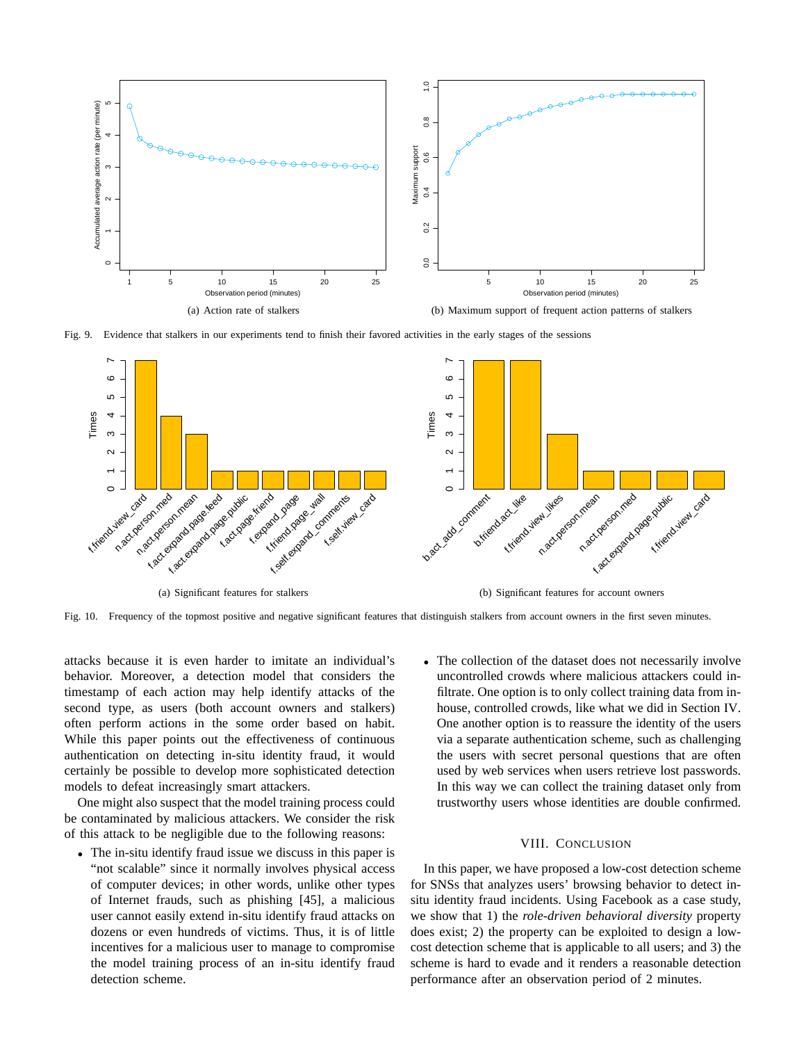(a) Action rate of stalkers

(b) Maximum support of frequent action patterns of stalkers

Fig. 9. Evidence that stalkers in our experiments tend to finish their favored activities in the early stages of the sessions

(a) Significant features for stalkers

(b) Significant features for account owners

Fig. 10. Frequency of the topmost positive and negative significant features that distinguish stalkers from account owners in the first seven minutes.

attacks because it is even harder to imitate an individual's behavior. Moreover, a detection model that considers the timestamp of each action may help identify attacks of the second type, as users (both account owners and stalkers) often perform actions in the some order based on habit. While this paper points out the effectiveness of continuous authentication on detecting in-situ identity fraud, it would certainly be possible to develop more sophisticated detection models to defeat increasingly smart attackers.

One might also suspect that the model training process could be contaminated by malicious attackers. We consider the risk of this attack to be negligible due to the following reasons:

- The in-situ identify fraud issue we discuss in this paper is "not scalable" since it normally involves physical access of computer devices; in other words, unlike other types of Internet frauds, such as phishing [45], a malicious user cannot easily extend in-situ identify fraud attacks on dozens or even hundreds of victims. Thus, it is of little incentives for a malicious user to manage to compromise the model training process of an in-situ identify fraud detection scheme.
- The collection of the dataset does not necessarily involve uncontrolled crowds where malicious attackers could infiltrate. One option is to only collect training data from in-house, controlled crowds, like what we did in Section IV. One another option is to reassure the identity of the users via a separate authentication scheme, such as challenging the users with secret personal questions that are often used by web services when users retrieve lost passwords. In this way we can collect the training dataset only from trustworthy users whose identities are double confirmed.

## VIII. Conclusion

In this paper, we have proposed a low-cost detection scheme for SNSs that analyzes users' browsing behavior to detect in-situ identity fraud incidents. Using Facebook as a case study, we show that 1) the *role-driven behavioral diversity* property does exist; 2) the property can be exploited to design a low-cost detection scheme that is applicable to all users; and 3) the scheme is hard to evade and it renders a reasonable detection performance after an observation period of 2 minutes.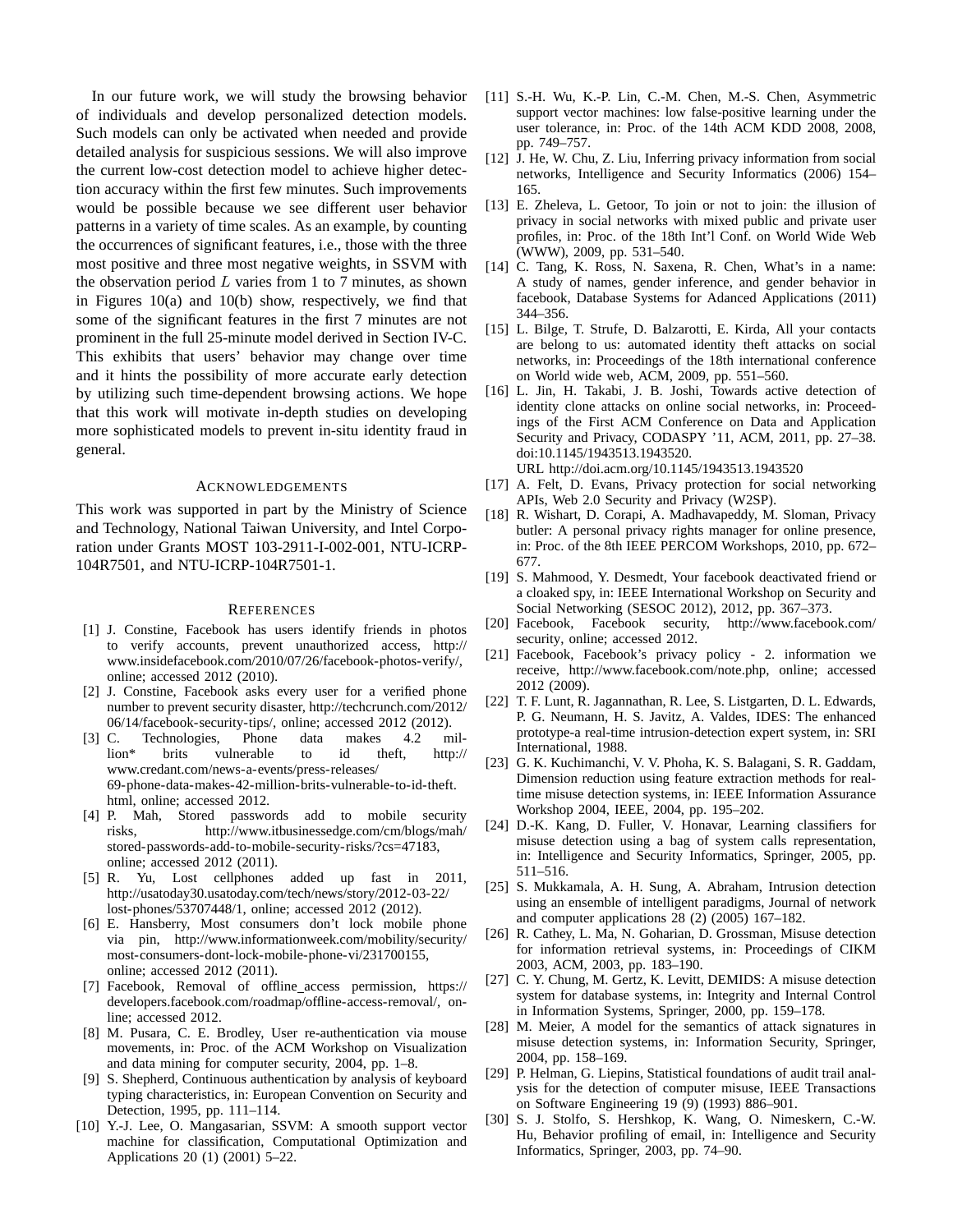In our future work, we will study the browsing behavior of individuals and develop personalized detection models. Such models can only be activated when needed and provide detailed analysis for suspicious sessions. We will also improve the current low-cost detection model to achieve higher detection accuracy within the first few minutes. Such improvements would be possible because we see different user behavior patterns in a variety of time scales. As an example, by counting the occurrences of significant features, i.e., those with the three most positive and three most negative weights, in SSVM with the observation period $L$ varies from 1 to 7 minutes, as shown in Figures 10(a) and 10(b) show, respectively, we find that some of the significant features in the first 7 minutes are not prominent in the full 25-minute model derived in Section IV-C. This exhibits that users' behavior may change over time and it hints the possibility of more accurate early detection by utilizing such time-dependent browsing actions. We hope that this work will motivate in-depth studies on developing more sophisticated models to prevent in-situ identity fraud in general.

## Acknowledgements

This work was supported in part by the Ministry of Science and Technology, National Taiwan University, and Intel Corporation under Grants MOST 103-2911-I-002-001, NTU-ICRP-104R7501, and NTU-ICRP-104R7501-1.

## References

[1] J. Constine, Facebook has users identify friends in photos to verify accounts, prevent unauthorized access, http://www.insidefacebook.com/2010/07/26/facebook-photos-verify/, online; accessed 2012 (2010).

[2] J. Constine, Facebook asks every user for a verified phone number to prevent security disaster, http://techcrunch.com/2012/06/14/facebook-security-tips/, online; accessed 2012 (2012).

[3] C. Technologies, Phone data makes 4.2 million* brits vulnerable to id theft, http://www.credant.com/news-a-events/press-releases/69-phone-data-makes-42-million-brits-vulnerable-to-id-theft.html, online; accessed 2012.

[4] P. Mah, Stored passwords add to mobile security risks, http://www.itbusinessedge.com/cm/blogs/mah/stored-passwords-add-to-mobile-security-risks/?cs=47183, online; accessed 2012 (2011).

[5] R. Yu, Lost cellphones added up fast in 2011, http://usatoday30.usatoday.com/tech/news/story/2012-03-22/lost-phones/53707448/1, online; accessed 2012 (2012).

[6] E. Hansberry, Most consumers don't lock mobile phone via pin, http://www.informationweek.com/mobility/security/most-consumers-dont-lock-mobile-phone-vi/231700155, online; accessed 2012 (2011).

[7] Facebook, Removal of offline_access permission, https://developers.facebook.com/roadmap/offline-access-removal/, online; accessed 2012.

[8] M. Pusara, C. E. Brodley, User re-authentication via mouse movements, in: Proc. of the ACM Workshop on Visualization and data mining for computer security, 2004, pp. 1–8.

[9] S. Shepherd, Continuous authentication by analysis of keyboard typing characteristics, in: European Convention on Security and Detection, 1995, pp. 111–114.

[10] Y.-J. Lee, O. Mangasarian, SSVM: A smooth support vector machine for classification, Computational Optimization and Applications 20 (1) (2001) 5–22.

[11] S.-H. Wu, K.-P. Lin, C.-M. Chen, M.-S. Chen, Asymmetric support vector machines: low false-positive learning under the user tolerance, in: Proc. of the 14th ACM KDD 2008, 2008, pp. 749–757.

[12] J. He, W. Chu, Z. Liu, Inferring privacy information from social networks, Intelligence and Security Informatics (2006) 154–165.

[13] E. Zheleva, L. Getoor, To join or not to join: the illusion of privacy in social networks with mixed public and private user profiles, in: Proc. of the 18th Int'l Conf. on World Wide Web (WWW), 2009, pp. 531–540.

[14] C. Tang, K. Ross, N. Saxena, R. Chen, What's in a name: A study of names, gender inference, and gender behavior in facebook, Database Systems for Adanced Applications (2011) 344–356.

[15] L. Bilge, T. Strufe, D. Balzarotti, E. Kirda, All your contacts are belong to us: automated identity theft attacks on social networks, in: Proceedings of the 18th international conference on World wide web, ACM, 2009, pp. 551–560.

[16] L. Jin, H. Takabi, J. B. Joshi, Towards active detection of identity clone attacks on online social networks, in: Proceedings of the First ACM Conference on Data and Application Security and Privacy, CODASPY '11, ACM, 2011, pp. 27–38. doi:10.1145/1943513.1943520.
URL http://doi.acm.org/10.1145/1943513.1943520

[17] A. Felt, D. Evans, Privacy protection for social networking APIs, Web 2.0 Security and Privacy (W2SP).

[18] R. Wishart, D. Corapi, A. Madhavapeddy, M. Sloman, Privacy butler: A personal privacy rights manager for online presence, in: Proc. of the 8th IEEE PERCOM Workshops, 2010, pp. 672–677.

[19] S. Mahmood, Y. Desmedt, Your facebook deactivated friend or a cloaked spy, in: IEEE International Workshop on Security and Social Networking (SESOC 2012), 2012, pp. 367–373.

[20] Facebook, Facebook security, http://www.facebook.com/security, online; accessed 2012.

[21] Facebook, Facebook's privacy policy - 2. information we receive, http://www.facebook.com/note.php, online; accessed 2012 (2009).

[22] T. F. Lunt, R. Jagannathan, R. Lee, S. Listgarten, D. L. Edwards, P. G. Neumann, H. S. Javitz, A. Valdes, IDES: The enhanced prototype-a real-time intrusion-detection expert system, in: SRI International, 1988.

[23] G. K. Kuchimanchi, V. V. Phoha, K. S. Balagani, S. R. Gaddam, Dimension reduction using feature extraction methods for real-time misuse detection systems, in: IEEE Information Assurance Workshop 2004, IEEE, 2004, pp. 195–202.

[24] D.-K. Kang, D. Fuller, V. Honavar, Learning classifiers for misuse detection using a bag of system calls representation, in: Intelligence and Security Informatics, Springer, 2005, pp. 511–516.

[25] S. Mukkamala, A. H. Sung, A. Abraham, Intrusion detection using an ensemble of intelligent paradigms, Journal of network and computer applications 28 (2) (2005) 167–182.

[26] R. Cathey, L. Ma, N. Goharian, D. Grossman, Misuse detection for information retrieval systems, in: Proceedings of CIKM 2003, ACM, 2003, pp. 183–190.

[27] C. Y. Chung, M. Gertz, K. Levitt, DEMIDS: A misuse detection system for database systems, in: Integrity and Internal Control in Information Systems, Springer, 2000, pp. 159–178.

[28] M. Meier, A model for the semantics of attack signatures in misuse detection systems, in: Information Security, Springer, 2004, pp. 158–169.

[29] P. Helman, G. Liepins, Statistical foundations of audit trail analysis for the detection of computer misuse, IEEE Transactions on Software Engineering 19 (9) (1993) 886–901.

[30] S. J. Stolfo, S. Hershkop, K. Wang, O. Nimeskern, C.-W. Hu, Behavior profiling of email, in: Intelligence and Security Informatics, Springer, 2003, pp. 74–90.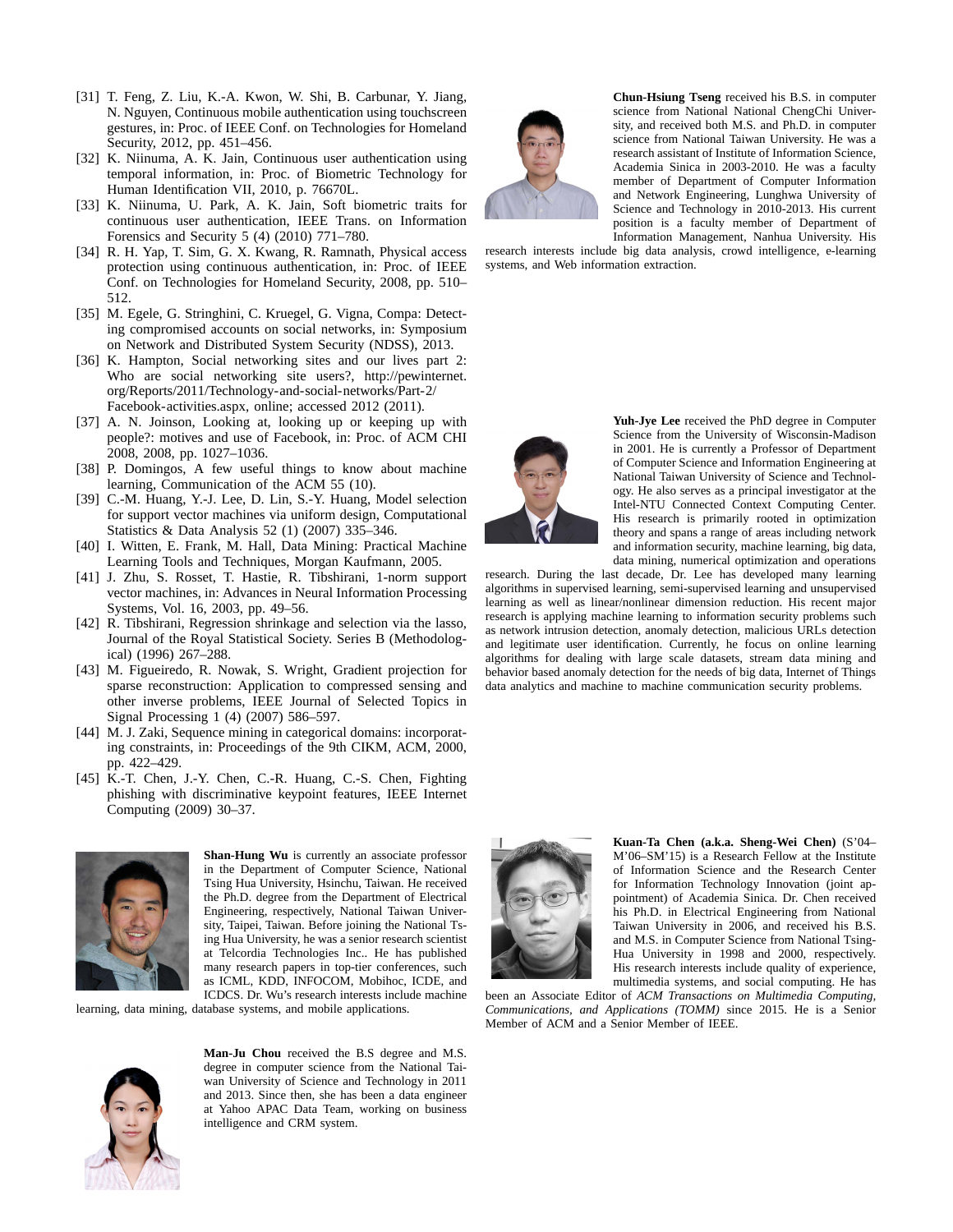[31] T. Feng, Z. Liu, K.-A. Kwon, W. Shi, B. Carbunar, Y. Jiang, N. Nguyen, Continuous mobile authentication using touchscreen gestures, in: Proc. of IEEE Conf. on Technologies for Homeland Security, 2012, pp. 451–456.

[32] K. Niinuma, A. K. Jain, Continuous user authentication using temporal information, in: Proc. of Biometric Technology for Human Identification VII, 2010, p. 76670L.

[33] K. Niinuma, U. Park, A. K. Jain, Soft biometric traits for continuous user authentication, IEEE Trans. on Information Forensics and Security 5 (4) (2010) 771–780.

[34] R. H. Yap, T. Sim, G. X. Kwang, R. Ramnath, Physical access protection using continuous authentication, in: Proc. of IEEE Conf. on Technologies for Homeland Security, 2008, pp. 510–512.

[35] M. Egele, G. Stringhini, C. Kruegel, G. Vigna, Compa: Detecting compromised accounts on social networks, in: Symposium on Network and Distributed System Security (NDSS), 2013.

[36] K. Hampton, Social networking sites and our lives part 2: Who are social networking site users?, http://pewinternet.org/Reports/2011/Technology-and-social-networks/Part-2/Facebook-activities.aspx, online; accessed 2012 (2011).

[37] A. N. Joinson, Looking at, looking up or keeping up with people?: motives and use of Facebook, in: Proc. of ACM CHI 2008, 2008, pp. 1027–1036.

[38] P. Domingos, A few useful things to know about machine learning, Communication of the ACM 55 (10).

[39] C.-M. Huang, Y.-J. Lee, D. Lin, S.-Y. Huang, Model selection for support vector machines via uniform design, Computational Statistics & Data Analysis 52 (1) (2007) 335–346.

[40] I. Witten, E. Frank, M. Hall, Data Mining: Practical Machine Learning Tools and Techniques, Morgan Kaufmann, 2005.

[41] J. Zhu, S. Rosset, T. Hastie, R. Tibshirani, 1-norm support vector machines, in: Advances in Neural Information Processing Systems, Vol. 16, 2003, pp. 49–56.

[42] R. Tibshirani, Regression shrinkage and selection via the lasso, Journal of the Royal Statistical Society. Series B (Methodological) (1996) 267–288.

[43] M. Figueiredo, R. Nowak, S. Wright, Gradient projection for sparse reconstruction: Application to compressed sensing and other inverse problems, IEEE Journal of Selected Topics in Signal Processing 1 (4) (2007) 586–597.

[44] M. J. Zaki, Sequence mining in categorical domains: incorporating constraints, in: Proceedings of the 9th CIKM, ACM, 2000, pp. 422–429.

[45] K.-T. Chen, J.-Y. Chen, C.-R. Huang, C.-S. Chen, Fighting phishing with discriminative keypoint features, IEEE Internet Computing (2009) 30–37.

**Shan-Hung Wu** is currently an associate professor in the Department of Computer Science, National Tsing Hua University, Hsinchu, Taiwan. He received the Ph.D. degree from the Department of Electrical Engineering, respectively, National Taiwan University, Taipei, Taiwan. Before joining the National Tsing Hua University, he was a senior research scientist at Telcordia Technologies Inc.. He has published many research papers in top-tier conferences, such as ICML, KDD, INFOCOM, Mobihoc, ICDE, and ICDCS. Dr. Wu's research interests include machine learning, data mining, database systems, and mobile applications.

**Man-Ju Chou** received the B.S degree and M.S. degree in computer science from the National Taiwan University of Science and Technology in 2011 and 2013. Since then, she has been a data engineer at Yahoo APAC Data Team, working on business intelligence and CRM system.

**Chun-Hsiung Tseng** received his B.S. in computer science from National National ChengChi University, and received both M.S. and Ph.D. in computer science from National Taiwan University. He was a research assistant of Institute of Information Science, Academia Sinica in 2003-2010. He was a faculty member of Department of Computer Information and Network Engineering, Lunghwa University of Science and Technology in 2010-2013. His current position is a faculty member of Department of Information Management, Nanhua University. His research interests include big data analysis, crowd intelligence, e-learning systems, and Web information extraction.

**Yuh-Jye Lee** received the PhD degree in Computer Science from the University of Wisconsin-Madison in 2001. He is currently a Professor of Department of Computer Science and Information Engineering at National Taiwan University of Science and Technology. He also serves as a principal investigator at the Intel-NTU Connected Context Computing Center. His research is primarily rooted in optimization theory and spans a range of areas including network and information security, machine learning, big data, data mining, numerical optimization and operations research. During the last decade, Dr. Lee has developed many learning algorithms in supervised learning, semi-supervised learning and unsupervised learning as well as linear/nonlinear dimension reduction. His recent major research is applying machine learning to information security problems such as network intrusion detection, anomaly detection, malicious URLs detection and legitimate user identification. Currently, he focus on online learning algorithms for dealing with large scale datasets, stream data mining and behavior based anomaly detection for the needs of big data, Internet of Things data analytics and machine to machine communication security problems.

**Kuan-Ta Chen (a.k.a. Sheng-Wei Chen)** (S'04–M'06–SM'15) is a Research Fellow at the Institute of Information Science and the Research Center for Information Technology Innovation (joint appointment) of Academia Sinica. Dr. Chen received his Ph.D. in Electrical Engineering from National Taiwan University in 2006, and received his B.S. and M.S. in Computer Science from National Tsing-Hua University in 1998 and 2000, respectively. His research interests include quality of experience, multimedia systems, and social computing. He has been an Associate Editor of *ACM Transactions on Multimedia Computing, Communications, and Applications (TOMM)* since 2015. He is a Senior Member of ACM and a Senior Member of IEEE.